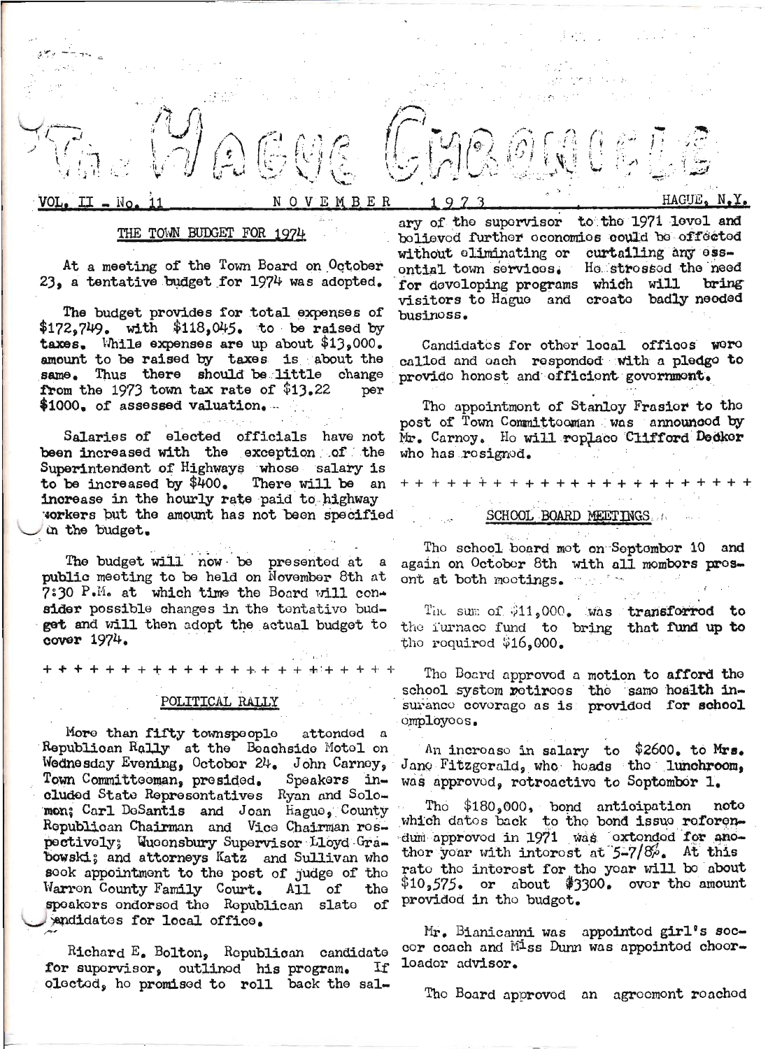# The Hague Chronicle

VOL. II - No. 11 NOVEMBER 1973 HAGUE, N.Y.

## THE TOWN BUDGET FOR 1974

At a meeting of the Town Board on October 23, a tentative budget for 1974 was adopted.

The budget provides for total expenses of $172,749. with $118,045. to be raised by taxes. While expenses are up about $13,000. amount to be raised by taxes is about the same. Thus there should be little change from the 1973 town tax rate of $13.22 per $1000. of assessed valuation.

Salaries of elected officials have not been increased with the exception of the Superintendent of Highways whose salary is to be increased by $400. There will be an increase in the hourly rate paid to highway workers but the amount has not been specified in the budget.

The budget will now be presented at a public meeting to be held on November 8th at 7:30 P.M. at which time the Board will consider possible changes in the tentative budget and will then adopt the actual budget to cover 1974.

+ + + + + + + + + + + + + + + + + + + + + +

## POLITICAL RALLY

More than fifty townspeople attended a Republican Rally at the Beachside Motel on Wednesday Evening, October 24. John Carney, Town Committeeman, presided. Speakers included State Representatives Ryan and Solomon; Carl DeSantis and Joan Hague, County Republican Chairman and Vice Chairman respectively; Queensbury Supervisor Lloyd Grabowski; and attorneys Katz and Sullivan who seek appointment to the post of judge of the Warren County Family Court. All of the speakers endorsed the Republican slate of candidates for local office.

Richard E. Bolton, Republican candidate for supervisor, outlined his program. If elected, he promised to roll back the salary of the supervisor to the 1971 level and believed further economies could be effected without eliminating or curtailing any essential town services. He stressed the need for developing programs which will bring visitors to Hague and create badly needed business.

Candidates for other local offices were called and each responded with a pledge to provide honest and efficient government.

The appointment of Stanley Frasier to the post of Town Committeeman was announced by Mr. Carney. He will replace Clifford Decker who has resigned.

+ + + + + + + + + + + + + + + + + + + + + +

## SCHOOL BOARD MEETINGS

The school board met on September 10 and again on October 8th with all members present at both meetings.

The sum of $11,000. was transferred to the furnace fund to bring that fund up to the required $16,000.

The Board approved a motion to afford the school system retirees the same health insurance coverage as is provided for school employees.

An increase in salary to $2600. to Mrs. Jane Fitzgerald, who heads the lunchroom, was approved, retroactive to September 1.

The $180,000. bond anticipation note which dates back to the bond issue referendum approved in 1971 was extended for another year with interest at 5-7/8%. At this rate the interest for the year will be about $10,575. or about $3300. over the amount provided in the budget.

Mr. Bianicanni was appointed girl's soccer coach and Miss Dunn was appointed cheerleader advisor.

The Board approved an agreement reached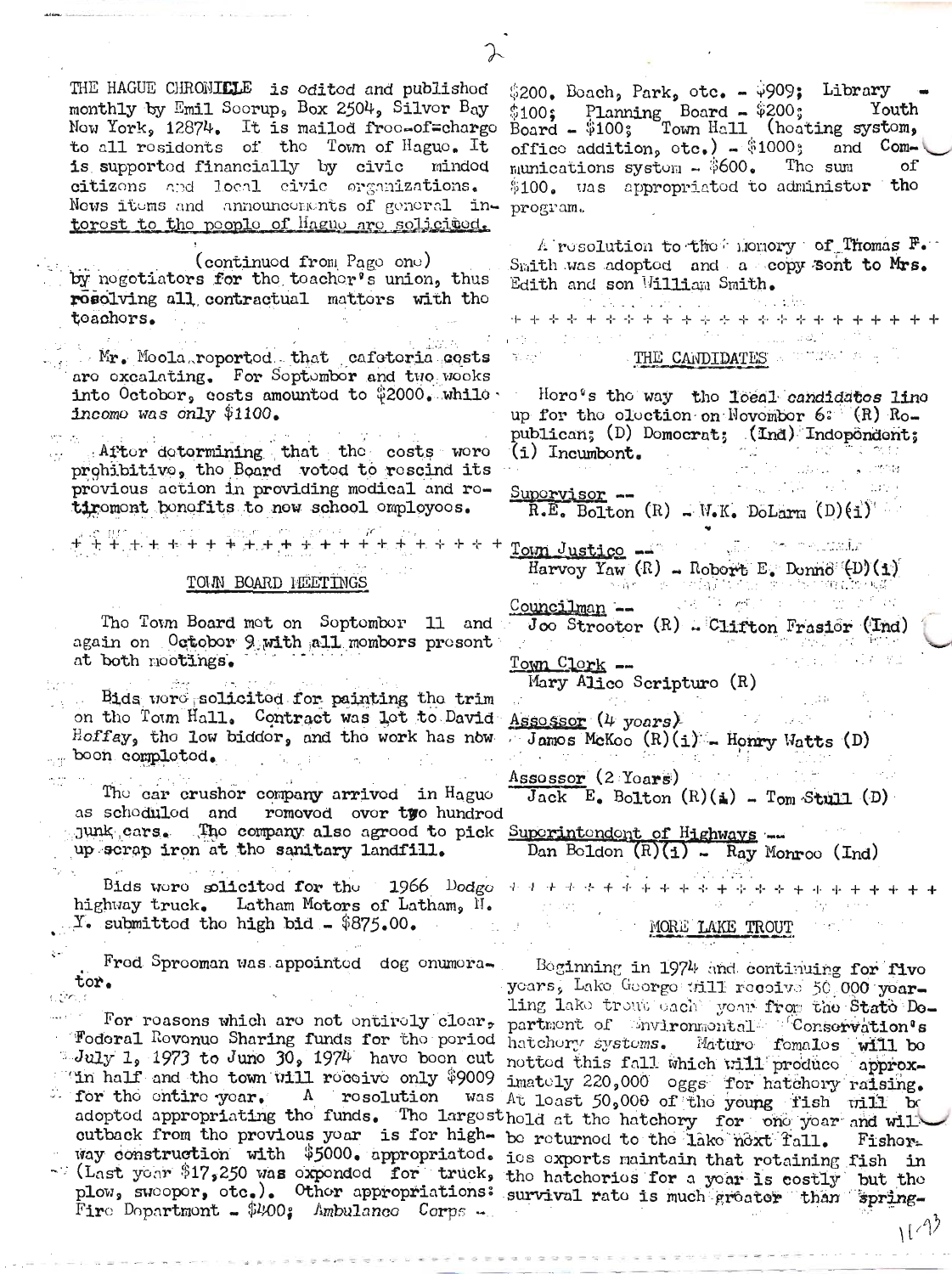THE HAGUE CHRONICLE is edited and published monthly by Emil Seerup, Box 2504, Silver Bay New York, 12874. It is mailed free-of-charge to all residents of the Town of Hague. It is supported financially by civic minded citizens and local civic organizations. News items and announcements of general interest to the people of Hague are solicited.

(continued from Page one)
by negotiators for the teacher's union, thus resolving all contractual matters with the teachers.

Mr. Moola reported that cafeteria costs are escalating. For September and two weeks into October, costs amounted to $2000. while income was only $1100.

After determining that the costs were prohibitive, the Board voted to rescind its previous action in providing medical and retirement benefits to new school employees.

+ + + + + + + + + + + + + + + + + + + + + + + +

## TOWN BOARD MEETINGS

The Town Board met on September 11 and again on October 9 with all members present at both meetings.

Bids were solicited for painting the trim on the Town Hall. Contract was let to David Hoffay, the low bidder, and the work has now been completed.

The car crusher company arrived in Hague as scheduled and removed over two hundred junk cars. The company also agreed to pick up scrap iron at the sanitary landfill.

Bids were solicited for the 1966 Dodge highway truck. Latham Motors of Latham, N. Y. submitted the high bid - $875.00.

Fred Spreeman was appointed dog enumerator.

For reasons which are not entirely clear, Federal Revenue Sharing funds for the period July 1, 1973 to June 30, 1974 have been cut in half and the town will receive only $9009 for the entire year. A resolution was adopted appropriating the funds. The largest cutback from the previous year is for highway construction with $5000. appropriated. (Last year $17,250 was expended for truck, plow, sweeper, etc.). Other appropriations: Fire Department - $400; Ambulance Corps - $200, Beach, Park, etc. - $909; Library - $100; Planning Board - $200; Youth Board - $100; Town Hall (heating system, office addition, etc.) - $1000; and Communications system - $600. The sum of $100. was appropriated to administer the program.

A resolution to the memory of Thomas F. Smith was adopted and a copy sent to Mrs. Edith and son William Smith.

+ + + + + + + + + + + + + + + + + + + + + + + +

## THE CANDIDATES

Here's the way the local candidates line up for the election on November 6: (R) Republican; (D) Democrat; (Ind) Independent; (i) Incumbent.

Supervisor --
R.E. Bolton (R) - W.K. DeLarm (D)(i)

Town Justice --
Harvey Yaw (R) - Robert E. Denno (D)(i)

Councilman --
Joe Streeter (R) - Clifton Frasier (Ind)

Town Clerk --
Mary Alice Scripture (R)

Assessor (4 years)
James McKee (R)(i) - Henry Watts (D)

Assessor (2 Years)
Jack E. Bolton (R)(i) - Tom Stull (D)

Superintendent of Highways --
Dan Belden (R)(i) - Ray Monroe (Ind)

+ + + + + + + + + + + + + + + + + + + + + + + +

## MORE LAKE TROUT

Beginning in 1974 and continuing for five years, Lake George will receive 50,000 yearling lake trout each year from the State Department of Environmental Conservation's hatchery systems. Mature females will be netted this fall which will produce approximately 220,000 eggs for hatchery raising. At least 50,000 of the young fish will be held at the hatchery for one year and will be returned to the lake next fall. Fisheries experts maintain that retaining fish in the hatcheries for a year is costly but the survival rate is much greater than spring-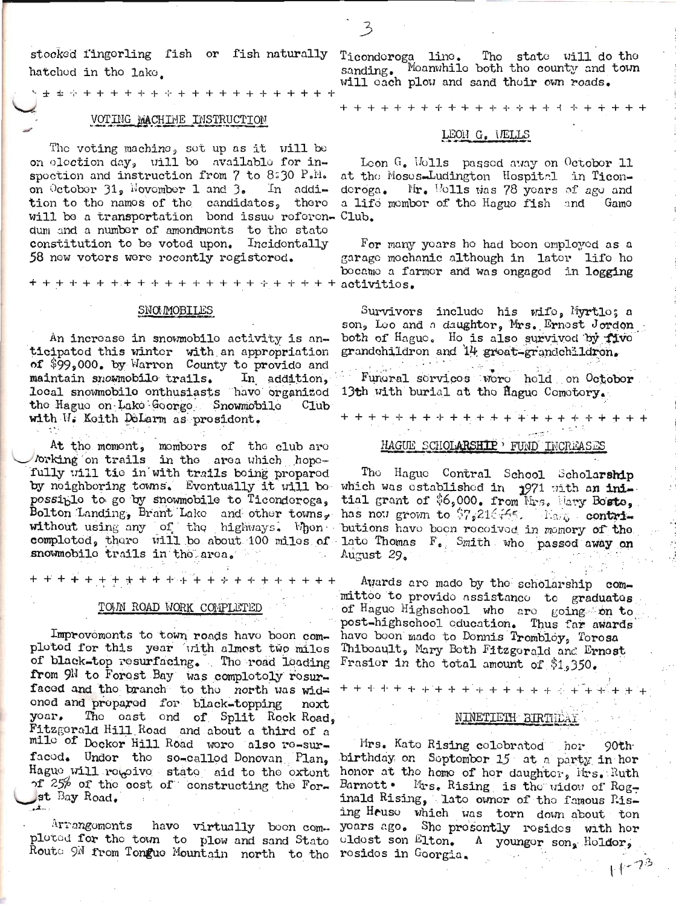stocked fingorling fish or fish naturally hatched in the lake.

+ + + + + + + + + + + + + + + + + + + + + + + +

## VOTING MACHINE INSTRUCTION

The voting machine, set up as it will be on election day, will be available for inspection and instruction from 7 to 8:30 P.M. on October 31, November 1 and 3. In addition to the names of the candidates, there will be a transportation bond issue referendum and a number of amendments to the state constitution to be voted upon. Incidentally 58 new voters were recently registered.

+ + + + + + + + + + + + + + + + + + + + + + + +

## SNOWMOBILES

An increase in snowmobile activity is anticipated this winter with an appropriation of $99,000. by Warren County to provide and maintain snowmobile trails. In addition, local snowmobile enthusiasts have organized the Hague on Lake George Snowmobile Club with W. Keith DeLarm as president.

At the moment, members of the club are working on trails in the area which hopefully will tie in with trails being prepared by neighboring towns. Eventually it will be possible to go by snowmobile to Ticonderoga, Bolton Landing, Brant Lake and other towns, without using any of the highways. When completed, there will be about 100 miles of snowmobile trails in the area.

+ + + + + + + + + + + + + + + + + + + + + + + +

## TOWN ROAD WORK COMPLETED

Improvements to town roads have been completed for this year with almost two miles of black-top resurfacing. The road leading from 9N to Forest Bay was completely resurfaced and the branch to the north was widened and prepared for black-topping next year. The east end of Split Rock Road, Fitzgerald Hill Road and about a third of a mile of Decker Hill Road were also re-surfaced. Under the so-called Donovan Plan, Hague will receive state aid to the extent of 25% of the cost of constructing the Forest Bay Road.

Arrangements have virtually been completed for the town to plow and sand State Route 9N from Tongue Mountain north to the Ticonderoga line. The state will do the sanding. Meanwhile both the county and town will each plow and sand their own roads.

+ + + + + + + + + + + + + + + + + + + + + + + +

## LEON G. WELLS

Leon G. Wells passed away on October 11 at the Moses-Ludington Hospital in Ticonderoga. Mr. Wells was 78 years of age and a life member of the Hague Fish and Game Club.

For many years he had been employed as a garage mechanic although in later life he became a farmer and was engaged in logging activities.

Survivors include his wife, Myrtle; a son, Leo and a daughter, Mrs. Ernest Jordon both of Hague. He is also survived by five grandchildren and 14 great-grandchildren.

Funeral services were held on October 13th with burial at the Hague Cemetery.

+ + + + + + + + + + + + + + + + + + + + + + + +

## HAGUE SCHOLARSHIP FUND INCREASES

The Hague Central School Scholarship which was established in 1971 with an initial grant of $6,000. from Mrs. Mary Bosto, has now grown to $7,216.65. Many contributions have been received in memory of the late Thomas F. Smith who passed away on August 29.

Awards are made by the scholarship committee to provide assistance to graduates of Hague Highschool who are going on to post-highschool education. Thus far awards have been made to Dennis Trombley, Teresa Thibeault, Mary Beth Fitzgerald and Ernest Frasier in the total amount of $1,350.

+ + + + + + + + + + + + + + + + + + + + + + + +

## NINETIETH BIRTHDAY

Mrs. Kate Rising celebrated her 90th birthday on September 15 at a party in her honor at the home of her daughter, Mrs. Ruth Barnett. Mrs. Rising is the widow of Reginald Rising, late owner of the famous Rising House which was torn down about ten years ago. She presently resides with her eldest son Elton. A younger son, Holder, resides in Georgia.

11-73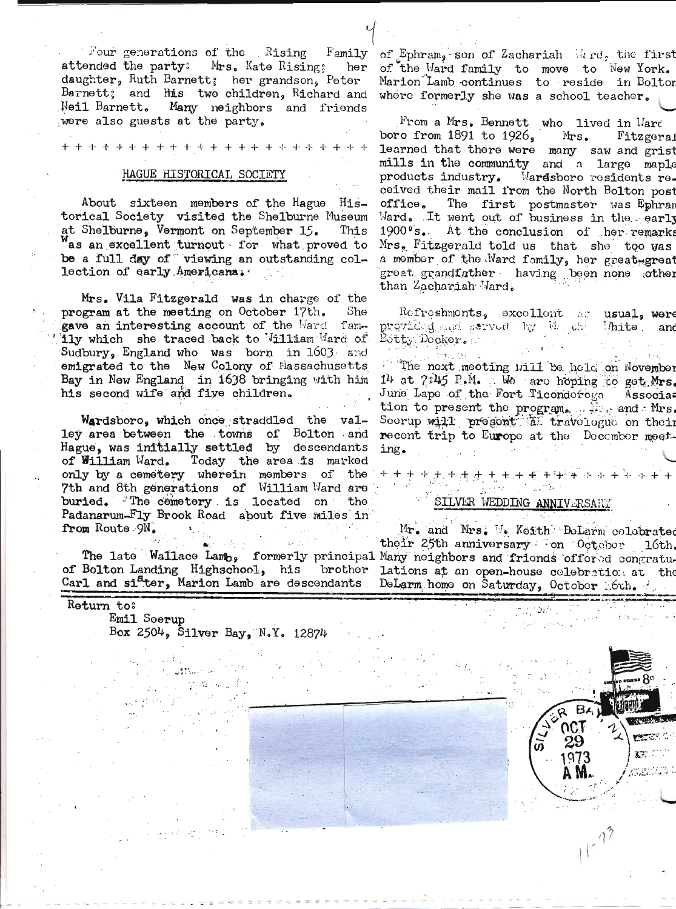Four generations of the Rising Family attended the party: Mrs. Kate Rising; her daughter, Ruth Barnett; her grandson, Peter Barnett; and his two children, Richard and Neil Barnett. Many neighbors and friends were also guests at the party.

+ + + + + + + + + + + + + + + + + + + + + + +

## HAGUE HISTORICAL SOCIETY

About sixteen members of the Hague Historical Society visited the Shelburne Museum at Shelburne, Vermont on September 15. This was an excellent turnout for what proved to be a full day of viewing an outstanding collection of early Americana.

Mrs. Vila Fitzgerald was in charge of the program at the meeting on October 17th. She gave an interesting account of the Ward family which she traced back to William Ward of Sudbury, England who was born in 1603 and emigrated to the New Colony of Massachusetts Bay in New England in 1638 bringing with him his second wife and five children.

Wardsboro, which once straddled the valley area between the towns of Bolton and Hague, was initially settled by descendants of William Ward. Today the area is marked only by a cemetery wherein members of the 7th and 8th generations of William Ward are buried. The cemetery is located on the Padanarum-Fly Brook Road about five miles in from Route 9N.

The late Wallace Lamb, formerly principal of Bolton Landing Highschool, his brother Carl and sister, Marion Lamb are descendants of Ephram, son of Zachariah Ward, the first of the Ward family to move to New York. Marion Lamb continues to reside in Bolton where formerly she was a school teacher.

From a Mrs. Bennett who lived in Wardsboro from 1891 to 1926, Mrs. Fitzgerald learned that there were many saw and grist mills in the community and a large maple products industry. Wardsboro residents received their mail from the North Bolton post office. The first postmaster was Ephram Ward. It went out of business in the early 1900's. At the conclusion of her remarks Mrs. Fitzgerald told us that she too was a member of the Ward family, her great-great great grandfather having been none other than Zachariah Ward.

Refreshments, excellent as usual, were provided and served by Mrs. White and Betty Decker.

The next meeting will be held on November 14 at 7:45 P.M. We are hoping to get Mrs. June Lape of the Fort Ticonderoga Association to present the program. Mr. and Mrs. Soerup will present a travelogue on their recent trip to Europe at the December meeting.

+ + + + + + + + + + + + + + + + + + + + + + +

## SILVER WEDDING ANNIVERSARY

Mr. and Mrs. W. Keith DeLarm celebrated their 25th anniversary on October 16th. Many neighbors and friends offered congratulations at an open-house celebration at the DeLarm home on Saturday, October 16th.

Return to:
Emil Soerup
Box 2504, Silver Bay, N.Y. 12874

SILVER BAY, NY
OCT 29 1973 AM

11-73